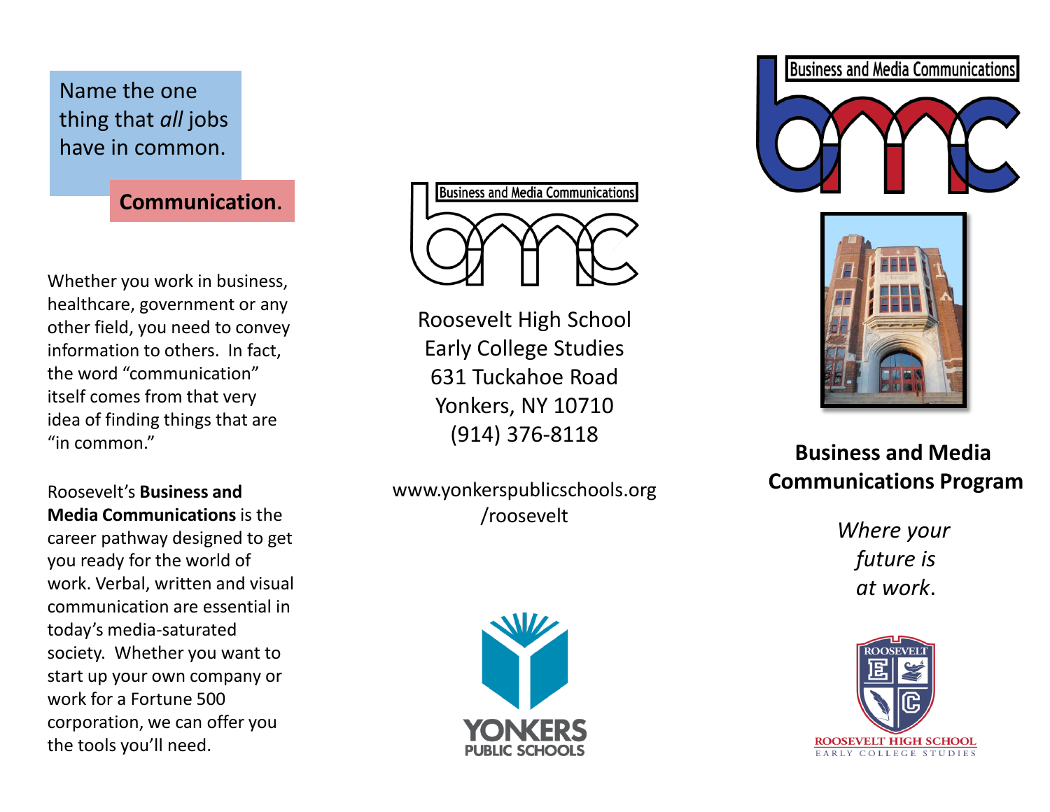Name the one thing that *all* jobs have in common.

**Communication.**

Whether you work in business, healthcare, government or any other field, you need to convey information to others. In fact, the word "communication" itself comes from that very idea of finding things that are "in common."

Roosevelt's **Business and Media Communications** is the career pathway designed to get you ready for the world of work. Verbal, written and visual communication are essential in today's media-saturated society. Whether you want to start up your own company or work for a Fortune 500 corporation, we can offer you the tools you'll need.

Business and Media Communications

Roosevelt High School
Early College Studies
631 Tuckahoe Road
Yonkers, NY 10710
(914) 376-8118

www.yonkerspublicschools.org/roosevelt

YONKERS PUBLIC SCHOOLS

Business and Media Communications

## Business and Media Communications Program

*Where your future is at work.*

ROOSEVELT HIGH SCHOOL
EARLY COLLEGE STUDIES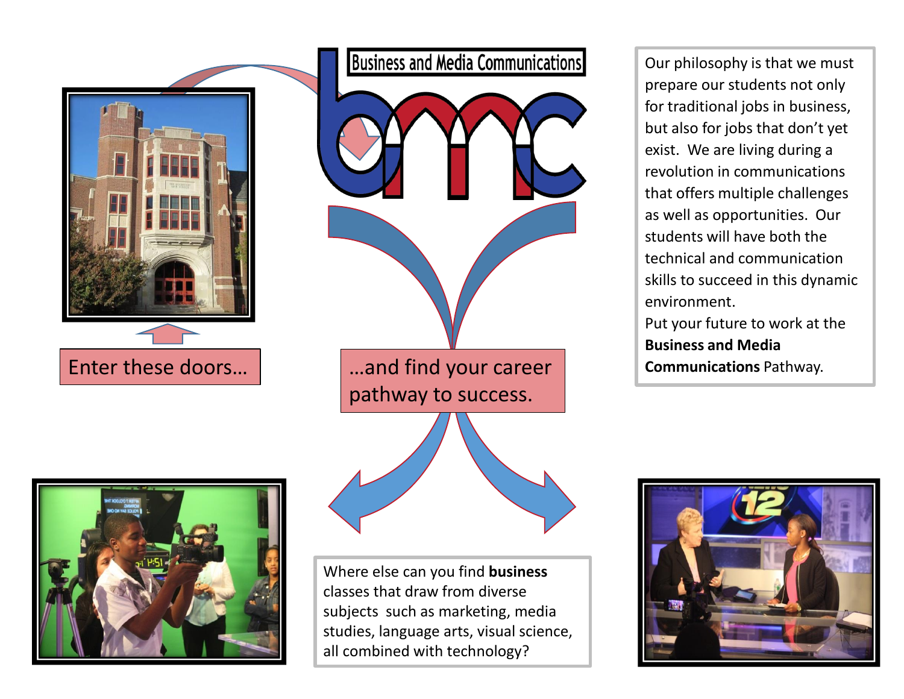Business and Media Communications

bmc

Enter these doors…

…and find your career pathway to success.

Our philosophy is that we must prepare our students not only for traditional jobs in business, but also for jobs that don't yet exist. We are living during a revolution in communications that offers multiple challenges as well as opportunities. Our students will have both the technical and communication skills to succeed in this dynamic environment.

Put your future to work at the **Business and Media Communications** Pathway.

Where else can you find **business** classes that draw from diverse subjects such as marketing, media studies, language arts, visual science, all combined with technology?